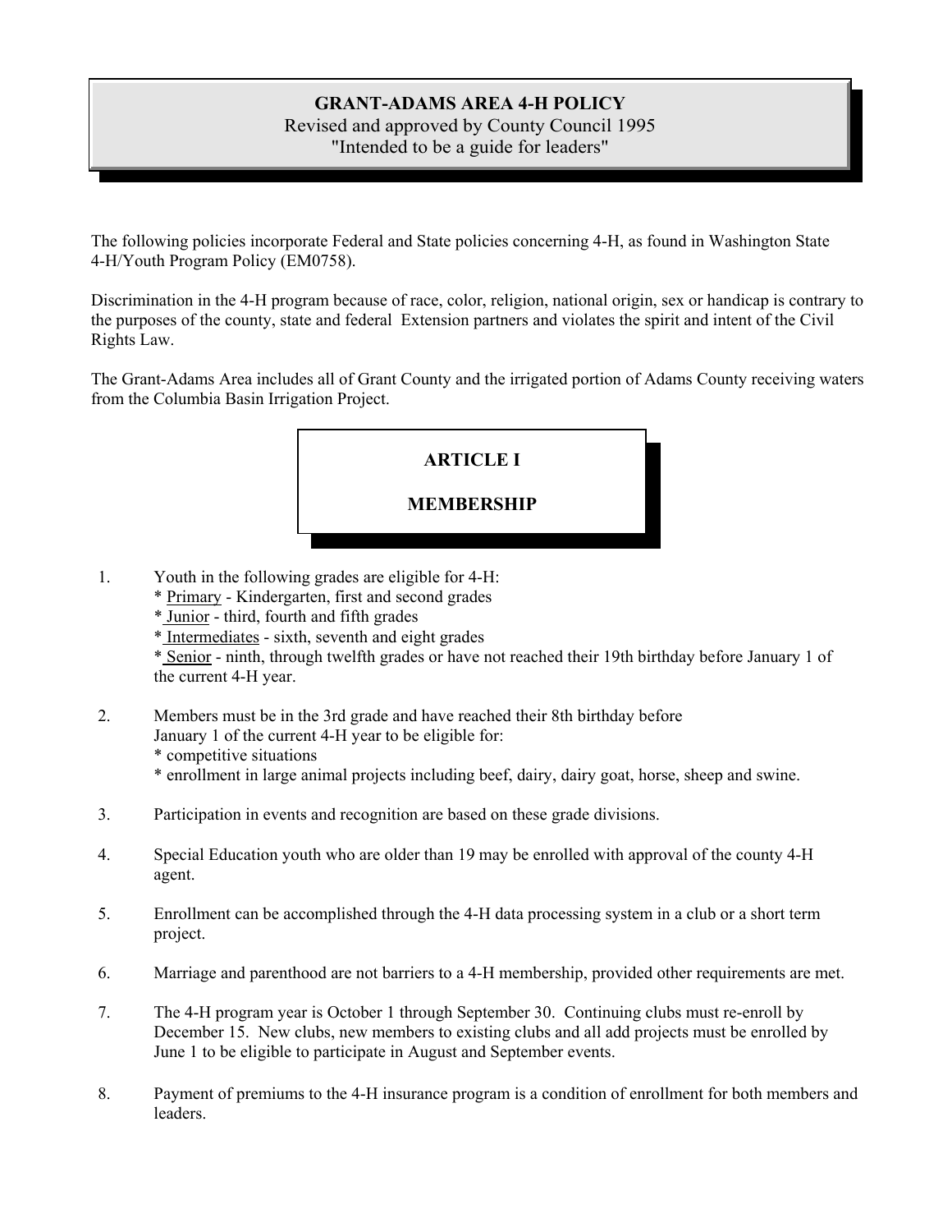# GRANT-ADAMS AREA 4-H POLICY

Revised and approved by County Council 1995

"Intended to be a guide for leaders"

The following policies incorporate Federal and State policies concerning 4-H, as found in Washington State 4-H/Youth Program Policy (EM0758).

Discrimination in the 4-H program because of race, color, religion, national origin, sex or handicap is contrary to the purposes of the county, state and federal Extension partners and violates the spirit and intent of the Civil Rights Law.

The Grant-Adams Area includes all of Grant County and the irrigated portion of Adams County receiving waters from the Columbia Basin Irrigation Project.

## ARTICLE I

## MEMBERSHIP

1. Youth in the following grades are eligible for 4-H:
   * Primary - Kindergarten, first and second grades
   * Junior - third, fourth and fifth grades
   * Intermediates - sixth, seventh and eight grades
   * Senior - ninth, through twelfth grades or have not reached their 19th birthday before January 1 of the current 4-H year.

2. Members must be in the 3rd grade and have reached their 8th birthday before January 1 of the current 4-H year to be eligible for:
   * competitive situations
   * enrollment in large animal projects including beef, dairy, dairy goat, horse, sheep and swine.

3. Participation in events and recognition are based on these grade divisions.

4. Special Education youth who are older than 19 may be enrolled with approval of the county 4-H agent.

5. Enrollment can be accomplished through the 4-H data processing system in a club or a short term project.

6. Marriage and parenthood are not barriers to a 4-H membership, provided other requirements are met.

7. The 4-H program year is October 1 through September 30. Continuing clubs must re-enroll by December 15. New clubs, new members to existing clubs and all add projects must be enrolled by June 1 to be eligible to participate in August and September events.

8. Payment of premiums to the 4-H insurance program is a condition of enrollment for both members and leaders.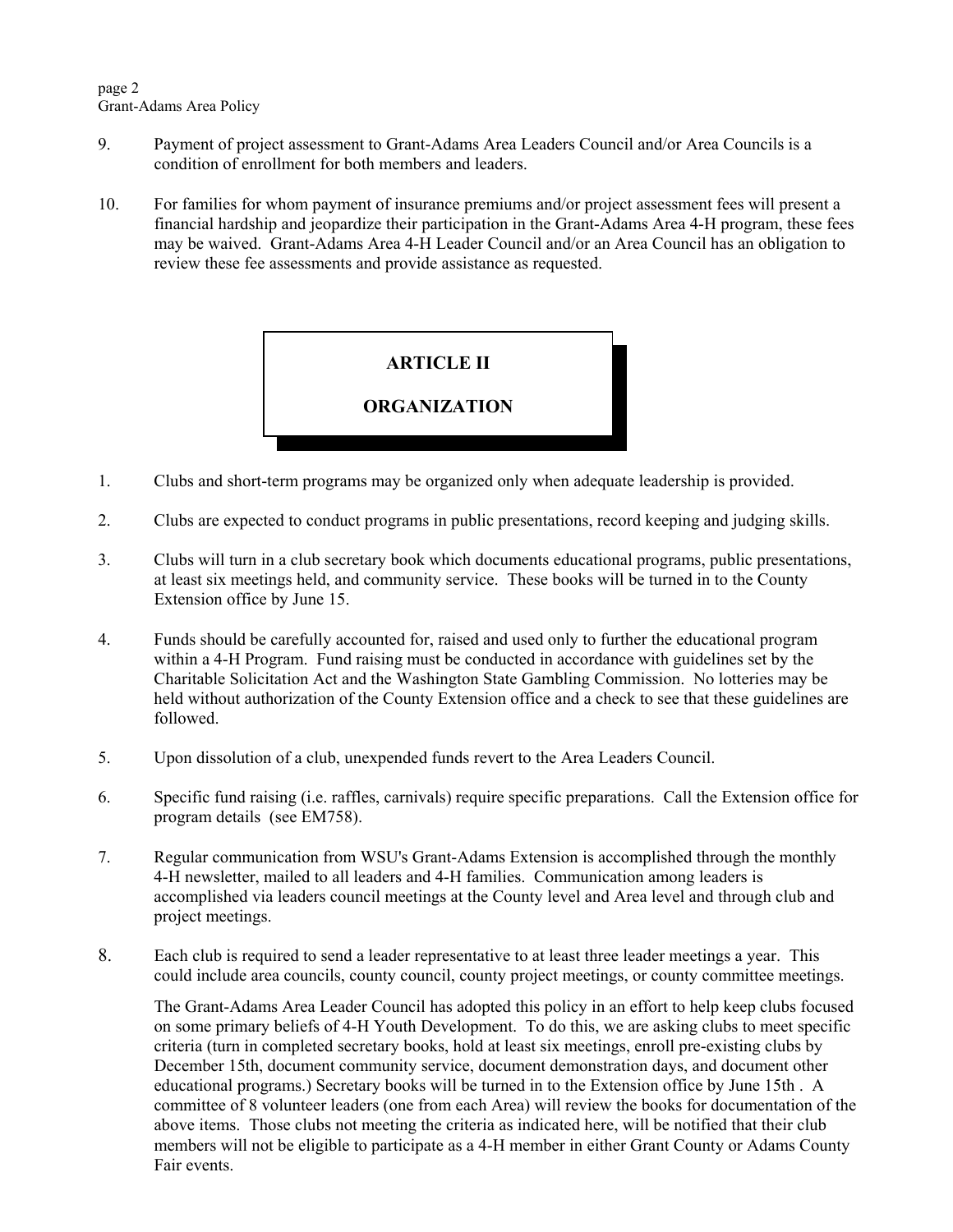9. Payment of project assessment to Grant-Adams Area Leaders Council and/or Area Councils is a condition of enrollment for both members and leaders.

10. For families for whom payment of insurance premiums and/or project assessment fees will present a financial hardship and jeopardize their participation in the Grant-Adams Area 4-H program, these fees may be waived. Grant-Adams Area 4-H Leader Council and/or an Area Council has an obligation to review these fee assessments and provide assistance as requested.

## ARTICLE II

## ORGANIZATION

1. Clubs and short-term programs may be organized only when adequate leadership is provided.

2. Clubs are expected to conduct programs in public presentations, record keeping and judging skills.

3. Clubs will turn in a club secretary book which documents educational programs, public presentations, at least six meetings held, and community service. These books will be turned in to the County Extension office by June 15.

4. Funds should be carefully accounted for, raised and used only to further the educational program within a 4-H Program. Fund raising must be conducted in accordance with guidelines set by the Charitable Solicitation Act and the Washington State Gambling Commission. No lotteries may be held without authorization of the County Extension office and a check to see that these guidelines are followed.

5. Upon dissolution of a club, unexpended funds revert to the Area Leaders Council.

6. Specific fund raising (i.e. raffles, carnivals) require specific preparations. Call the Extension office for program details (see EM758).

7. Regular communication from WSU's Grant-Adams Extension is accomplished through the monthly 4-H newsletter, mailed to all leaders and 4-H families. Communication among leaders is accomplished via leaders council meetings at the County level and Area level and through club and project meetings.

8. Each club is required to send a leader representative to at least three leader meetings a year. This could include area councils, county council, county project meetings, or county committee meetings.

   The Grant-Adams Area Leader Council has adopted this policy in an effort to help keep clubs focused on some primary beliefs of 4-H Youth Development. To do this, we are asking clubs to meet specific criteria (turn in completed secretary books, hold at least six meetings, enroll pre-existing clubs by December 15th, document community service, document demonstration days, and document other educational programs.) Secretary books will be turned in to the Extension office by June 15th . A committee of 8 volunteer leaders (one from each Area) will review the books for documentation of the above items. Those clubs not meeting the criteria as indicated here, will be notified that their club members will not be eligible to participate as a 4-H member in either Grant County or Adams County Fair events.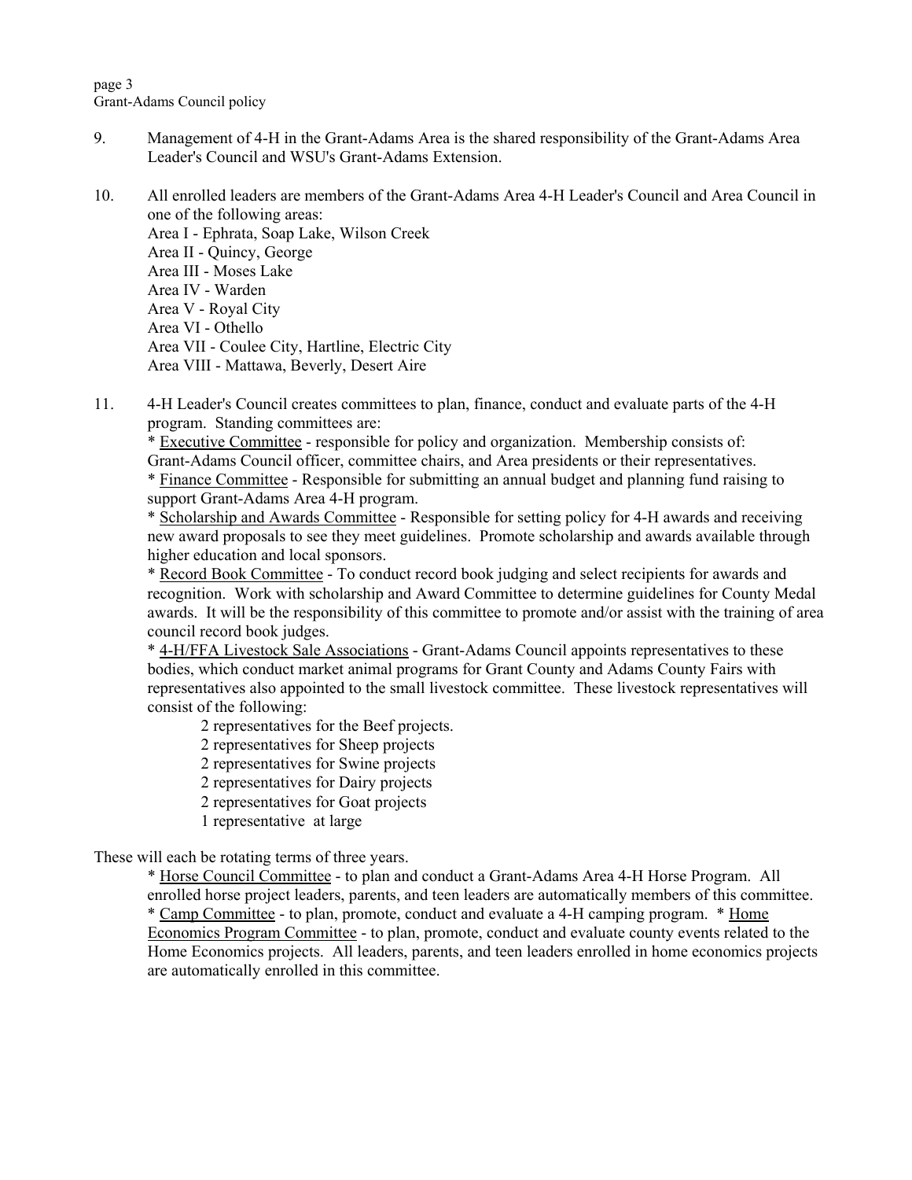9. Management of 4-H in the Grant-Adams Area is the shared responsibility of the Grant-Adams Area Leader's Council and WSU's Grant-Adams Extension.

10. All enrolled leaders are members of the Grant-Adams Area 4-H Leader's Council and Area Council in one of the following areas:
    Area I - Ephrata, Soap Lake, Wilson Creek
    Area II - Quincy, George
    Area III - Moses Lake
    Area IV - Warden
    Area V - Royal City
    Area VI - Othello
    Area VII - Coulee City, Hartline, Electric City
    Area VIII - Mattawa, Beverly, Desert Aire

11. 4-H Leader's Council creates committees to plan, finance, conduct and evaluate parts of the 4-H program. Standing committees are:
    * <u>Executive Committee</u> - responsible for policy and organization. Membership consists of: Grant-Adams Council officer, committee chairs, and Area presidents or their representatives.
    * <u>Finance Committee</u> - Responsible for submitting an annual budget and planning fund raising to support Grant-Adams Area 4-H program.
    * <u>Scholarship and Awards Committee</u> - Responsible for setting policy for 4-H awards and receiving new award proposals to see they meet guidelines. Promote scholarship and awards available through higher education and local sponsors.
    * <u>Record Book Committee</u> - To conduct record book judging and select recipients for awards and recognition. Work with scholarship and Award Committee to determine guidelines for County Medal awards. It will be the responsibility of this committee to promote and/or assist with the training of area council record book judges.
    * <u>4-H/FFA Livestock Sale Associations</u> - Grant-Adams Council appoints representatives to these bodies, which conduct market animal programs for Grant County and Adams County Fairs with representatives also appointed to the small livestock committee. These livestock representatives will consist of the following:
        2 representatives for the Beef projects.
        2 representatives for Sheep projects
        2 representatives for Swine projects
        2 representatives for Dairy projects
        2 representatives for Goat projects
        1 representative at large

These will each be rotating terms of three years.

* <u>Horse Council Committee</u> - to plan and conduct a Grant-Adams Area 4-H Horse Program. All enrolled horse project leaders, parents, and teen leaders are automatically members of this committee.
* <u>Camp Committee</u> - to plan, promote, conduct and evaluate a 4-H camping program. * <u>Home Economics Program Committee</u> - to plan, promote, conduct and evaluate county events related to the Home Economics projects. All leaders, parents, and teen leaders enrolled in home economics projects are automatically enrolled in this committee.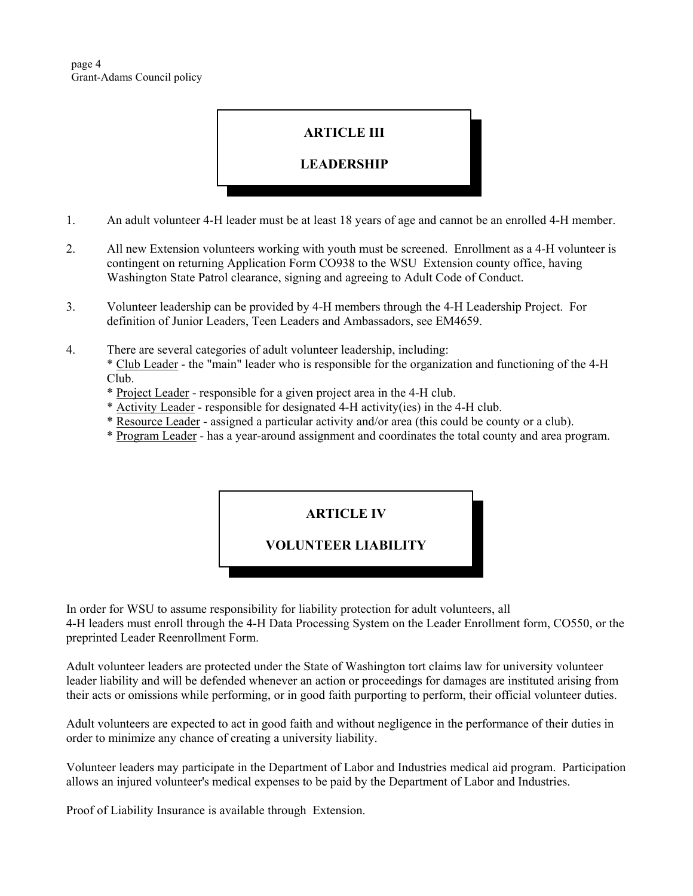## ARTICLE III

## LEADERSHIP

1. An adult volunteer 4-H leader must be at least 18 years of age and cannot be an enrolled 4-H member.

2. All new Extension volunteers working with youth must be screened. Enrollment as a 4-H volunteer is contingent on returning Application Form CO938 to the WSU Extension county office, having Washington State Patrol clearance, signing and agreeing to Adult Code of Conduct.

3. Volunteer leadership can be provided by 4-H members through the 4-H Leadership Project. For definition of Junior Leaders, Teen Leaders and Ambassadors, see EM4659.

4. There are several categories of adult volunteer leadership, including:
   * <u>Club Leader</u> - the "main" leader who is responsible for the organization and functioning of the 4-H Club.
   * <u>Project Leader</u> - responsible for a given project area in the 4-H club.
   * <u>Activity Leader</u> - responsible for designated 4-H activity(ies) in the 4-H club.
   * <u>Resource Leader</u> - assigned a particular activity and/or area (this could be county or a club).
   * <u>Program Leader</u> - has a year-around assignment and coordinates the total county and area program.

## ARTICLE IV

## VOLUNTEER LIABILITY

In order for WSU to assume responsibility for liability protection for adult volunteers, all 4-H leaders must enroll through the 4-H Data Processing System on the Leader Enrollment form, CO550, or the preprinted Leader Reenrollment Form.

Adult volunteer leaders are protected under the State of Washington tort claims law for university volunteer leader liability and will be defended whenever an action or proceedings for damages are instituted arising from their acts or omissions while performing, or in good faith purporting to perform, their official volunteer duties.

Adult volunteers are expected to act in good faith and without negligence in the performance of their duties in order to minimize any chance of creating a university liability.

Volunteer leaders may participate in the Department of Labor and Industries medical aid program. Participation allows an injured volunteer's medical expenses to be paid by the Department of Labor and Industries.

Proof of Liability Insurance is available through Extension.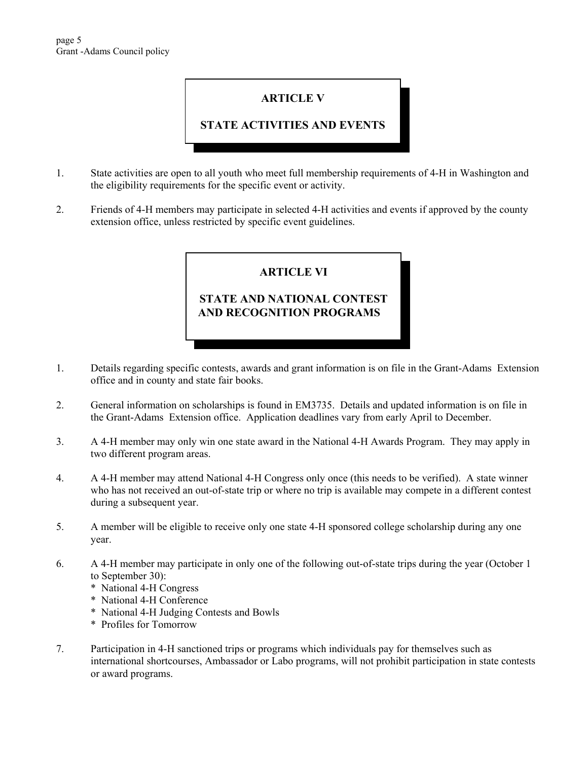## ARTICLE V

## STATE ACTIVITIES AND EVENTS

1. State activities are open to all youth who meet full membership requirements of 4-H in Washington and the eligibility requirements for the specific event or activity.

2. Friends of 4-H members may participate in selected 4-H activities and events if approved by the county extension office, unless restricted by specific event guidelines.

## ARTICLE VI

## STATE AND NATIONAL CONTEST AND RECOGNITION PROGRAMS

1. Details regarding specific contests, awards and grant information is on file in the Grant-Adams Extension office and in county and state fair books.

2. General information on scholarships is found in EM3735. Details and updated information is on file in the Grant-Adams Extension office. Application deadlines vary from early April to December.

3. A 4-H member may only win one state award in the National 4-H Awards Program. They may apply in two different program areas.

4. A 4-H member may attend National 4-H Congress only once (this needs to be verified). A state winner who has not received an out-of-state trip or where no trip is available may compete in a different contest during a subsequent year.

5. A member will be eligible to receive only one state 4-H sponsored college scholarship during any one year.

6. A 4-H member may participate in only one of the following out-of-state trips during the year (October 1 to September 30):
   * National 4-H Congress
   * National 4-H Conference
   * National 4-H Judging Contests and Bowls
   * Profiles for Tomorrow

7. Participation in 4-H sanctioned trips or programs which individuals pay for themselves such as international shortcourses, Ambassador or Labo programs, will not prohibit participation in state contests or award programs.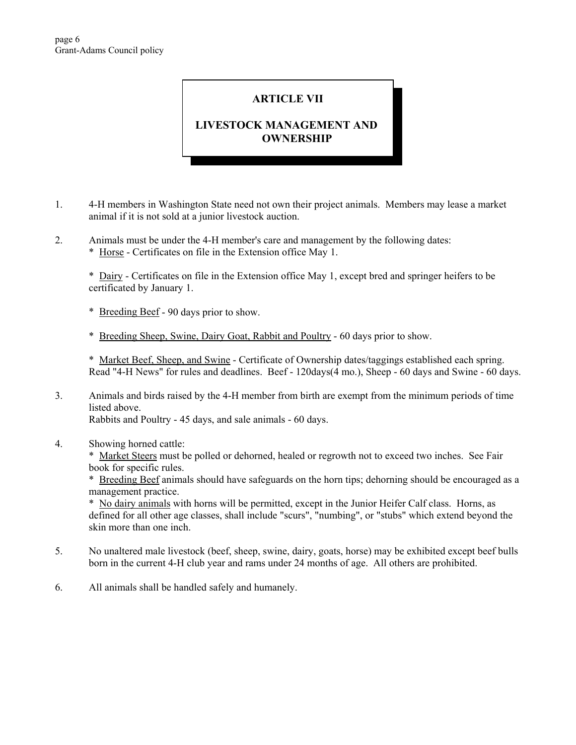# ARTICLE VII

## LIVESTOCK MANAGEMENT AND OWNERSHIP

1. 4-H members in Washington State need not own their project animals. Members may lease a market animal if it is not sold at a junior livestock auction.

2. Animals must be under the 4-H member's care and management by the following dates:
   * <u>Horse</u> - Certificates on file in the Extension office May 1.

   * <u>Dairy</u> - Certificates on file in the Extension office May 1, except bred and springer heifers to be certificated by January 1.

   * <u>Breeding Beef</u> - 90 days prior to show.

   * <u>Breeding Sheep, Swine, Dairy Goat, Rabbit and Poultry</u> - 60 days prior to show.

   * <u>Market Beef, Sheep, and Swine</u> - Certificate of Ownership dates/taggings established each spring. Read "4-H News" for rules and deadlines. Beef - 120days(4 mo.), Sheep - 60 days and Swine - 60 days.

3. Animals and birds raised by the 4-H member from birth are exempt from the minimum periods of time listed above.
   Rabbits and Poultry - 45 days, and sale animals - 60 days.

4. Showing horned cattle:
   * <u>Market Steers</u> must be polled or dehorned, healed or regrowth not to exceed two inches. See Fair book for specific rules.
   * <u>Breeding Beef</u> animals should have safeguards on the horn tips; dehorning should be encouraged as a management practice.
   * <u>No dairy animals</u> with horns will be permitted, except in the Junior Heifer Calf class. Horns, as defined for all other age classes, shall include "scurs", "numbing", or "stubs" which extend beyond the skin more than one inch.

5. No unaltered male livestock (beef, sheep, swine, dairy, goats, horse) may be exhibited except beef bulls born in the current 4-H club year and rams under 24 months of age. All others are prohibited.

6. All animals shall be handled safely and humanely.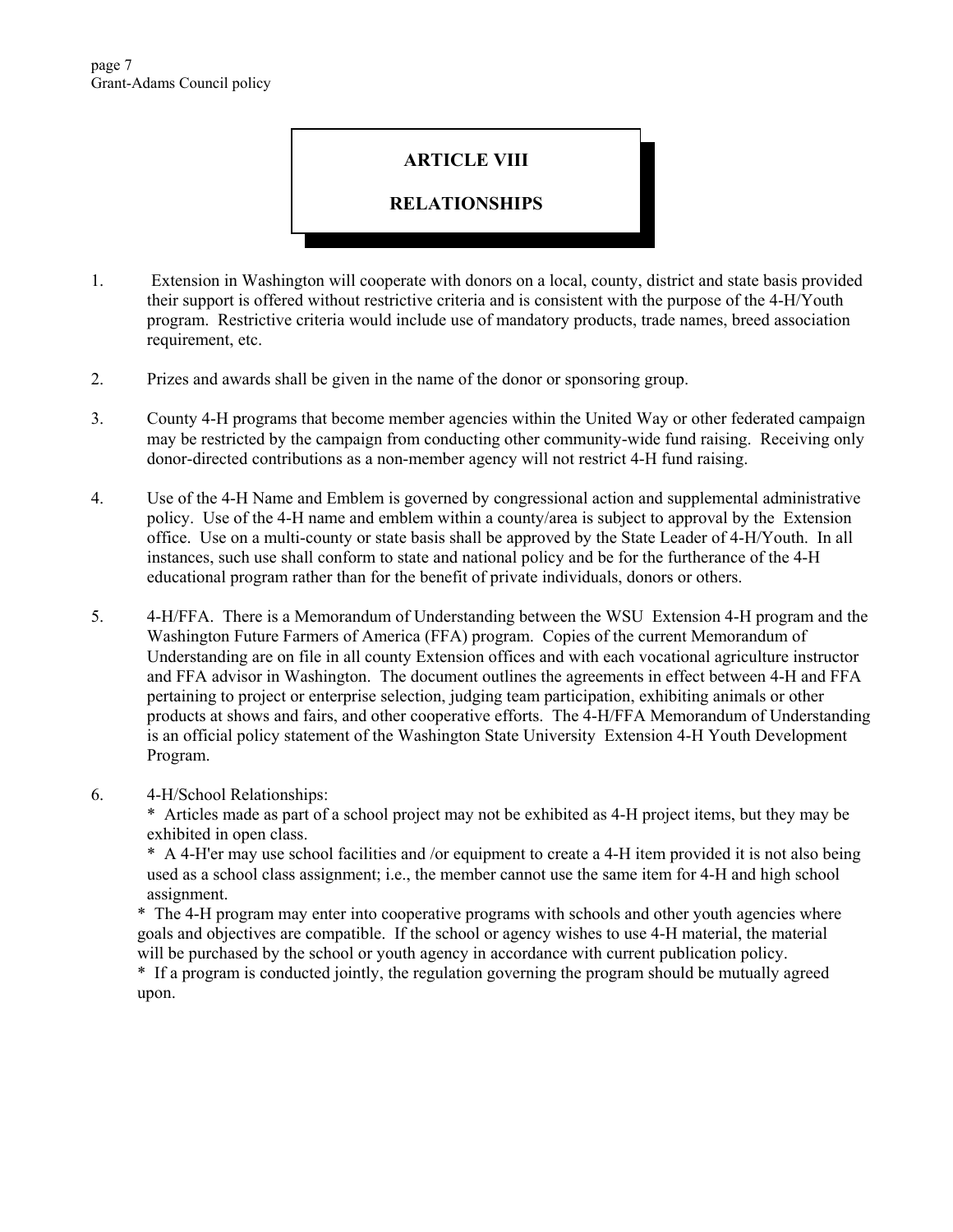# ARTICLE VIII

# RELATIONSHIPS

1. Extension in Washington will cooperate with donors on a local, county, district and state basis provided their support is offered without restrictive criteria and is consistent with the purpose of the 4-H/Youth program. Restrictive criteria would include use of mandatory products, trade names, breed association requirement, etc.

2. Prizes and awards shall be given in the name of the donor or sponsoring group.

3. County 4-H programs that become member agencies within the United Way or other federated campaign may be restricted by the campaign from conducting other community-wide fund raising. Receiving only donor-directed contributions as a non-member agency will not restrict 4-H fund raising.

4. Use of the 4-H Name and Emblem is governed by congressional action and supplemental administrative policy. Use of the 4-H name and emblem within a county/area is subject to approval by the Extension office. Use on a multi-county or state basis shall be approved by the State Leader of 4-H/Youth. In all instances, such use shall conform to state and national policy and be for the furtherance of the 4-H educational program rather than for the benefit of private individuals, donors or others.

5. 4-H/FFA. There is a Memorandum of Understanding between the WSU Extension 4-H program and the Washington Future Farmers of America (FFA) program. Copies of the current Memorandum of Understanding are on file in all county Extension offices and with each vocational agriculture instructor and FFA advisor in Washington. The document outlines the agreements in effect between 4-H and FFA pertaining to project or enterprise selection, judging team participation, exhibiting animals or other products at shows and fairs, and other cooperative efforts. The 4-H/FFA Memorandum of Understanding is an official policy statement of the Washington State University Extension 4-H Youth Development Program.

6. 4-H/School Relationships:
   * Articles made as part of a school project may not be exhibited as 4-H project items, but they may be exhibited in open class.
   * A 4-H'er may use school facilities and /or equipment to create a 4-H item provided it is not also being used as a school class assignment; i.e., the member cannot use the same item for 4-H and high school assignment.
   * The 4-H program may enter into cooperative programs with schools and other youth agencies where goals and objectives are compatible. If the school or agency wishes to use 4-H material, the material will be purchased by the school or youth agency in accordance with current publication policy.
   * If a program is conducted jointly, the regulation governing the program should be mutually agreed upon.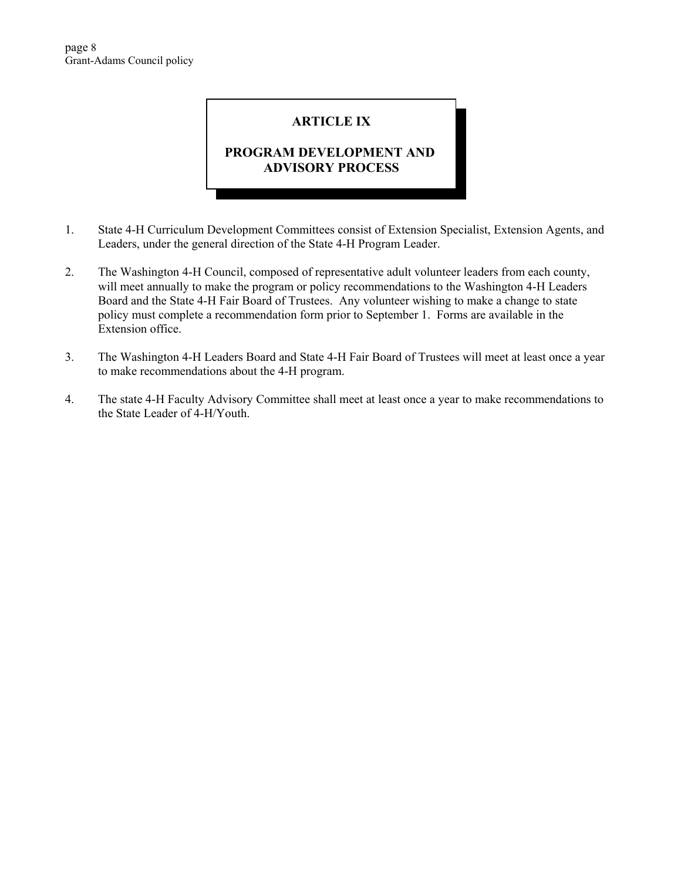## ARTICLE IX

## PROGRAM DEVELOPMENT AND ADVISORY PROCESS

1. State 4-H Curriculum Development Committees consist of Extension Specialist, Extension Agents, and Leaders, under the general direction of the State 4-H Program Leader.

2. The Washington 4-H Council, composed of representative adult volunteer leaders from each county, will meet annually to make the program or policy recommendations to the Washington 4-H Leaders Board and the State 4-H Fair Board of Trustees. Any volunteer wishing to make a change to state policy must complete a recommendation form prior to September 1. Forms are available in the Extension office.

3. The Washington 4-H Leaders Board and State 4-H Fair Board of Trustees will meet at least once a year to make recommendations about the 4-H program.

4. The state 4-H Faculty Advisory Committee shall meet at least once a year to make recommendations to the State Leader of 4-H/Youth.